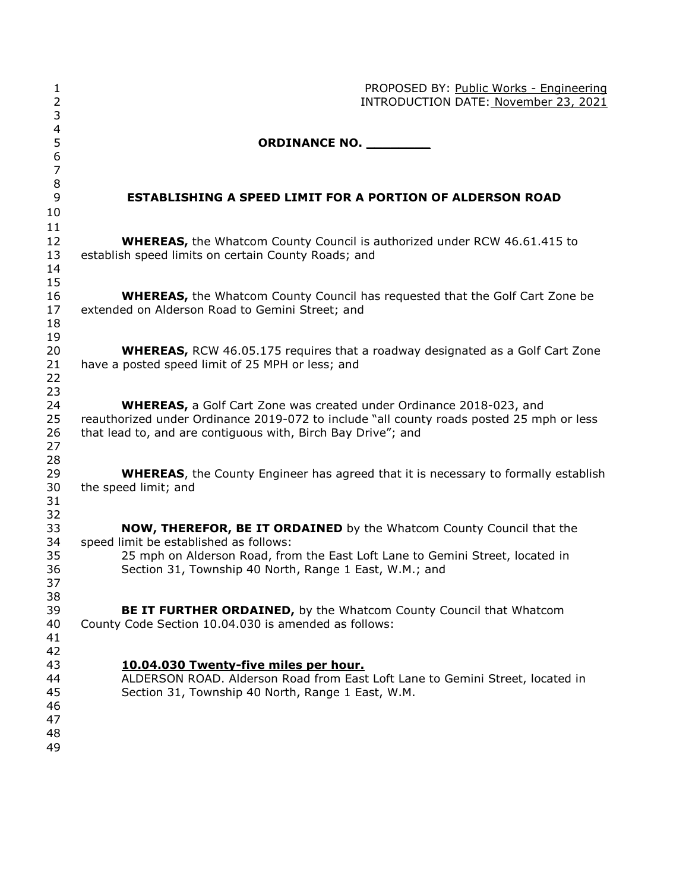PROPOSED BY: Public Works - Engineering
INTRODUCTION DATE: November 23, 2021

**ORDINANCE NO. ________**

**ESTABLISHING A SPEED LIMIT FOR A PORTION OF ALDERSON ROAD**

**WHEREAS,** the Whatcom County Council is authorized under RCW 46.61.415 to establish speed limits on certain County Roads; and

**WHEREAS,** the Whatcom County Council has requested that the Golf Cart Zone be extended on Alderson Road to Gemini Street; and

**WHEREAS,** RCW 46.05.175 requires that a roadway designated as a Golf Cart Zone have a posted speed limit of 25 MPH or less; and

**WHEREAS,** a Golf Cart Zone was created under Ordinance 2018-023, and reauthorized under Ordinance 2019-072 to include "all county roads posted 25 mph or less that lead to, and are contiguous with, Birch Bay Drive"; and

**WHEREAS**, the County Engineer has agreed that it is necessary to formally establish the speed limit; and

**NOW, THEREFOR, BE IT ORDAINED** by the Whatcom County Council that the speed limit be established as follows:

25 mph on Alderson Road, from the East Loft Lane to Gemini Street, located in Section 31, Township 40 North, Range 1 East, W.M.; and

**BE IT FURTHER ORDAINED,** by the Whatcom County Council that Whatcom County Code Section 10.04.030 is amended as follows:

**10.04.030 Twenty-five miles per hour.**

ALDERSON ROAD. Alderson Road from East Loft Lane to Gemini Street, located in Section 31, Township 40 North, Range 1 East, W.M.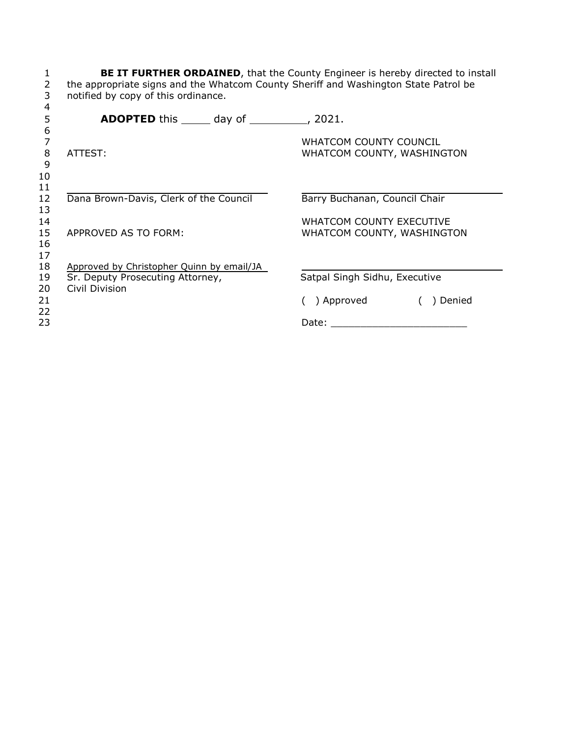**BE IT FURTHER ORDAINED**, that the County Engineer is hereby directed to install the appropriate signs and the Whatcom County Sheriff and Washington State Patrol be notified by copy of this ordinance.

**ADOPTED** this _____ day of _________, 2021.

ATTEST:

WHATCOM COUNTY COUNCIL
WHATCOM COUNTY, WASHINGTON

_______________________________
Dana Brown-Davis, Clerk of the Council

_______________________________
Barry Buchanan, Council Chair

APPROVED AS TO FORM:

Approved by Christopher Quinn by email/JA
Sr. Deputy Prosecuting Attorney,
Civil Division

WHATCOM COUNTY EXECUTIVE
WHATCOM COUNTY, WASHINGTON

_______________________________
Satpal Singh Sidhu, Executive

( ) Approved ( ) Denied

Date: ______________________